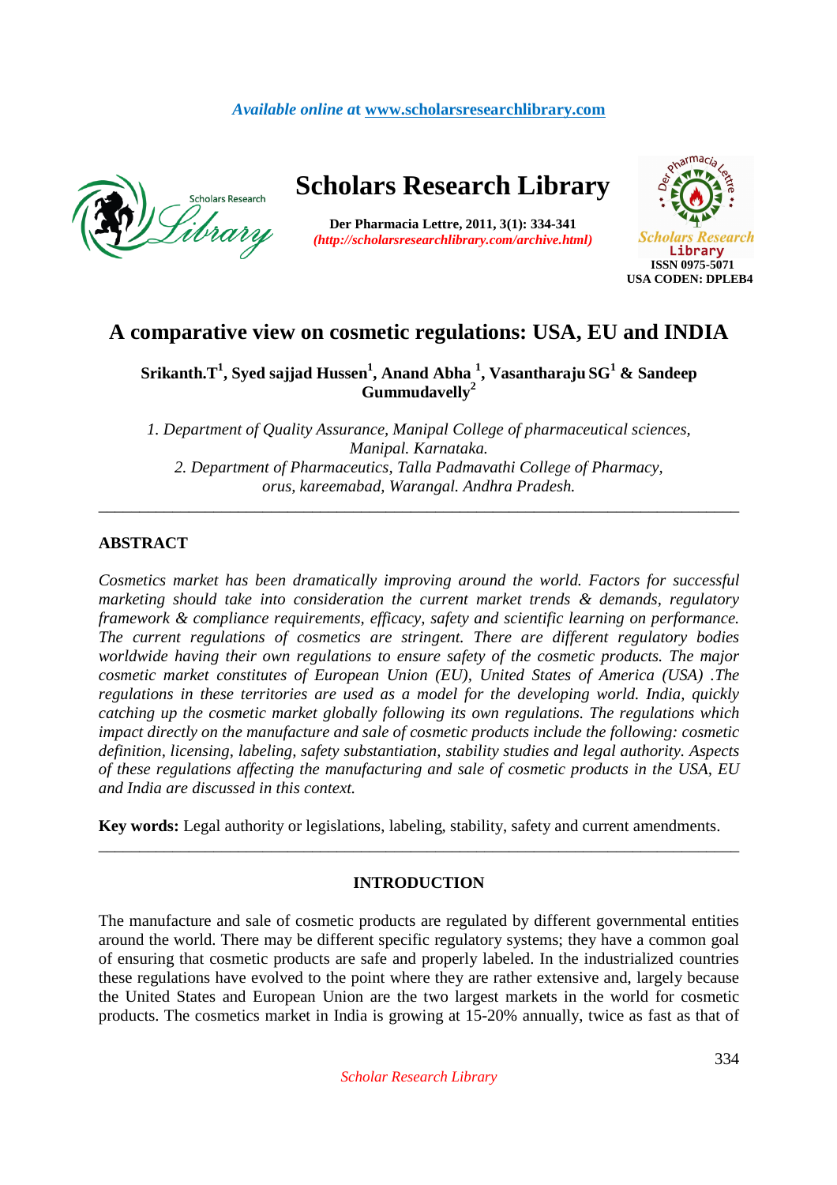# A comparative view on cosmetic regulations: USA, EU and INDIA

**Srikanth.T[1], Syed sajjad Hussen[1], Anand Abha [1], Vasantharaju SG[1] & Sandeep Gummudavelly[2]**

*1. Department of Quality Assurance, Manipal College of pharmaceutical sciences, Manipal. Karnataka.*
*2. Department of Pharmaceutics, Talla Padmavathi College of Pharmacy, orus, kareemabad, Warangal. Andhra Pradesh.*

---

## ABSTRACT

*Cosmetics market has been dramatically improving around the world. Factors for successful marketing should take into consideration the current market trends & demands, regulatory framework & compliance requirements, efficacy, safety and scientific learning on performance. The current regulations of cosmetics are stringent. There are different regulatory bodies worldwide having their own regulations to ensure safety of the cosmetic products. The major cosmetic market constitutes of European Union (EU), United States of America (USA) .The regulations in these territories are used as a model for the developing world. India, quickly catching up the cosmetic market globally following its own regulations. The regulations which impact directly on the manufacture and sale of cosmetic products include the following: cosmetic definition, licensing, labeling, safety substantiation, stability studies and legal authority. Aspects of these regulations affecting the manufacturing and sale of cosmetic products in the USA, EU and India are discussed in this context.*

**Key words:** Legal authority or legislations, labeling, stability, safety and current amendments.

---

## INTRODUCTION

The manufacture and sale of cosmetic products are regulated by different governmental entities around the world. There may be different specific regulatory systems; they have a common goal of ensuring that cosmetic products are safe and properly labeled. In the industrialized countries these regulations have evolved to the point where they are rather extensive and, largely because the United States and European Union are the two largest markets in the world for cosmetic products. The cosmetics market in India is growing at 15-20% annually, twice as fast as that of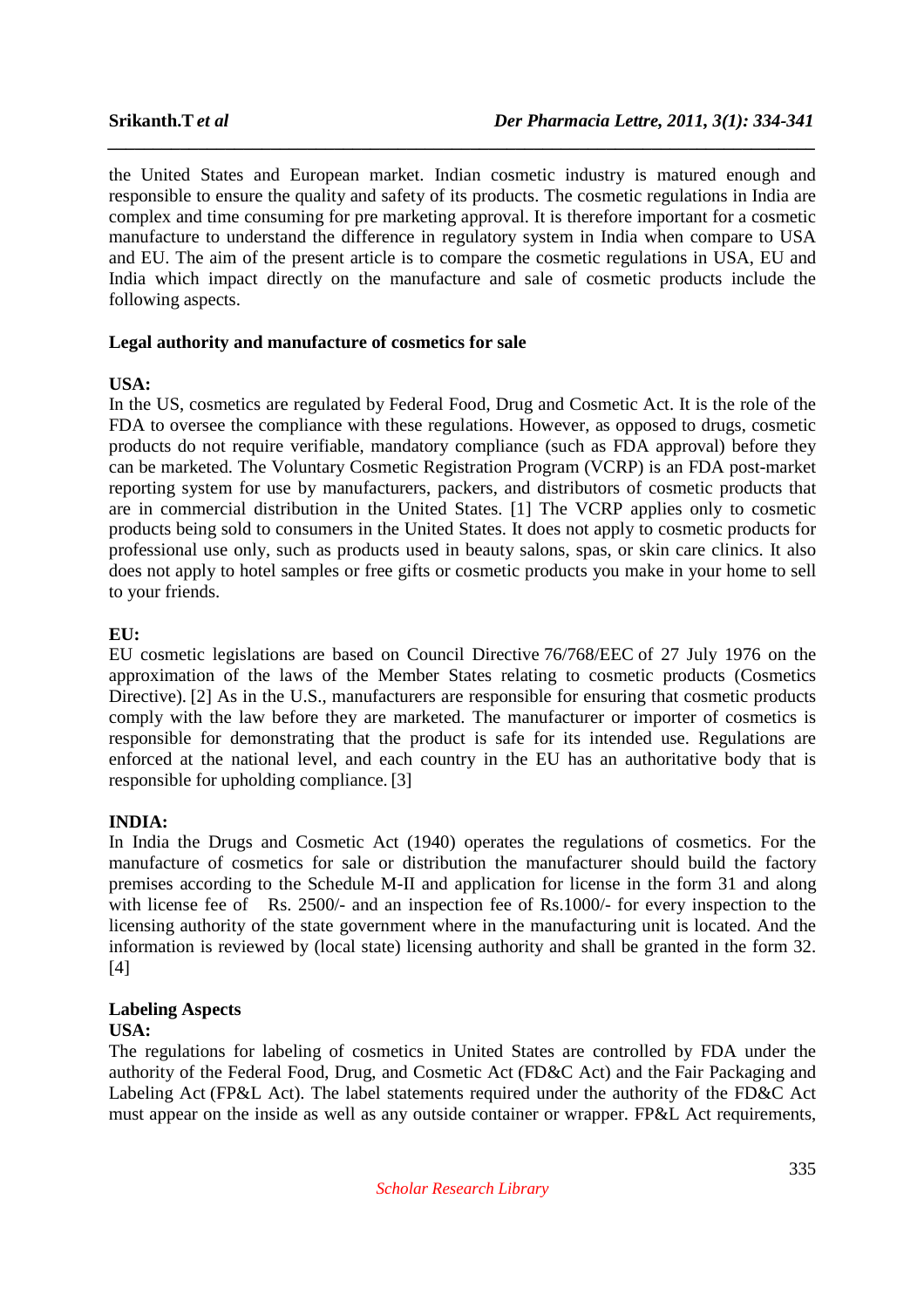the United States and European market. Indian cosmetic industry is matured enough and responsible to ensure the quality and safety of its products. The cosmetic regulations in India are complex and time consuming for pre marketing approval. It is therefore important for a cosmetic manufacture to understand the difference in regulatory system in India when compare to USA and EU. The aim of the present article is to compare the cosmetic regulations in USA, EU and India which impact directly on the manufacture and sale of cosmetic products include the following aspects.

### Legal authority and manufacture of cosmetics for sale

**USA:**

In the US, cosmetics are regulated by Federal Food, Drug and Cosmetic Act. It is the role of the FDA to oversee the compliance with these regulations. However, as opposed to drugs, cosmetic products do not require verifiable, mandatory compliance (such as FDA approval) before they can be marketed. The Voluntary Cosmetic Registration Program (VCRP) is an FDA post-market reporting system for use by manufacturers, packers, and distributors of cosmetic products that are in commercial distribution in the United States. [1] The VCRP applies only to cosmetic products being sold to consumers in the United States. It does not apply to cosmetic products for professional use only, such as products used in beauty salons, spas, or skin care clinics. It also does not apply to hotel samples or free gifts or cosmetic products you make in your home to sell to your friends.

**EU:**

EU cosmetic legislations are based on Council Directive 76/768/EEC of 27 July 1976 on the approximation of the laws of the Member States relating to cosmetic products (Cosmetics Directive). [2] As in the U.S., manufacturers are responsible for ensuring that cosmetic products comply with the law before they are marketed. The manufacturer or importer of cosmetics is responsible for demonstrating that the product is safe for its intended use. Regulations are enforced at the national level, and each country in the EU has an authoritative body that is responsible for upholding compliance. [3]

**INDIA:**

In India the Drugs and Cosmetic Act (1940) operates the regulations of cosmetics. For the manufacture of cosmetics for sale or distribution the manufacturer should build the factory premises according to the Schedule M-II and application for license in the form 31 and along with license fee of Rs. 2500/- and an inspection fee of Rs.1000/- for every inspection to the licensing authority of the state government where in the manufacturing unit is located. And the information is reviewed by (local state) licensing authority and shall be granted in the form 32. [4]

### Labeling Aspects

**USA:**

The regulations for labeling of cosmetics in United States are controlled by FDA under the authority of the Federal Food, Drug, and Cosmetic Act (FD&C Act) and the Fair Packaging and Labeling Act (FP&L Act). The label statements required under the authority of the FD&C Act must appear on the inside as well as any outside container or wrapper. FP&L Act requirements,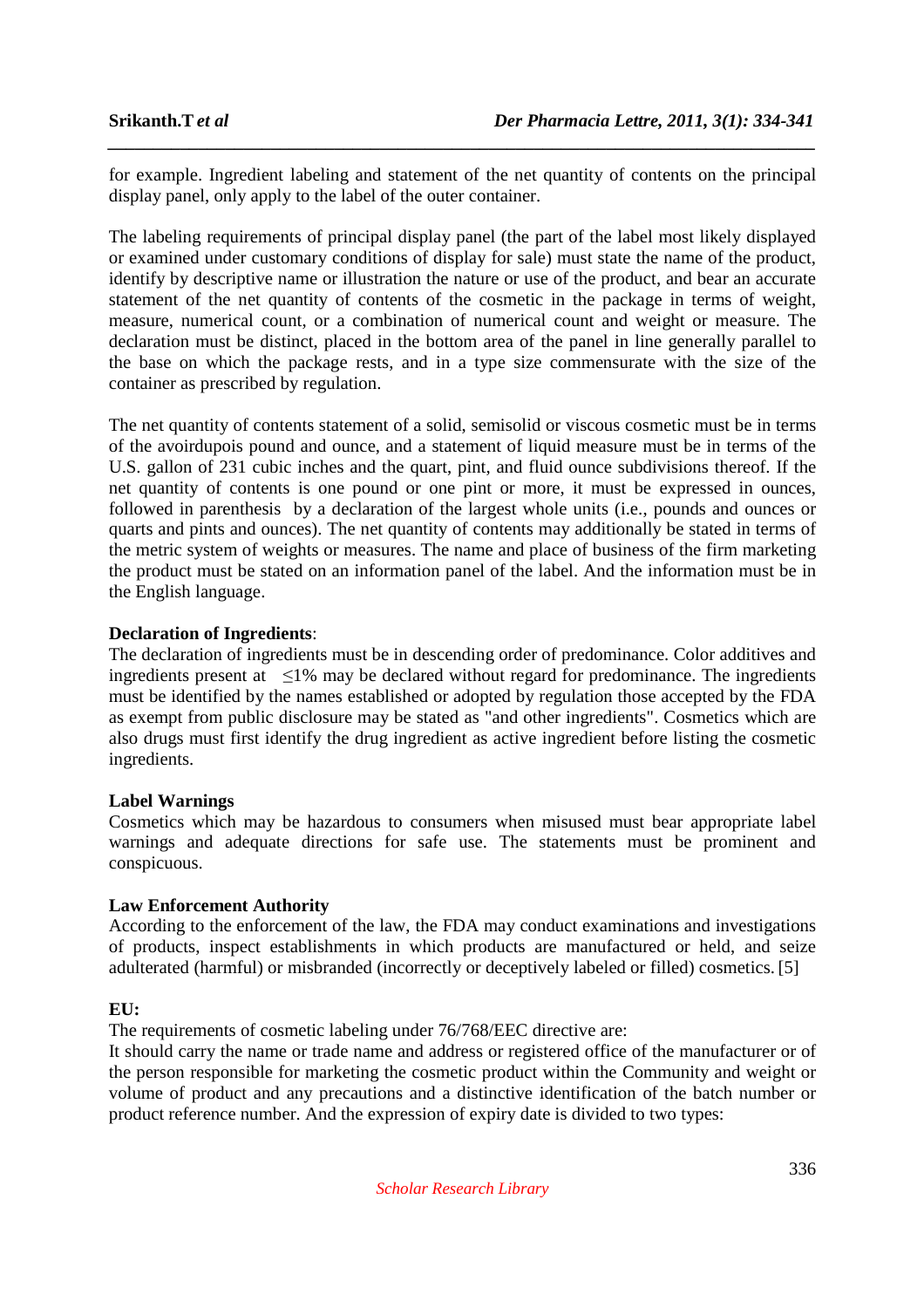for example. Ingredient labeling and statement of the net quantity of contents on the principal display panel, only apply to the label of the outer container.

The labeling requirements of principal display panel (the part of the label most likely displayed or examined under customary conditions of display for sale) must state the name of the product, identify by descriptive name or illustration the nature or use of the product, and bear an accurate statement of the net quantity of contents of the cosmetic in the package in terms of weight, measure, numerical count, or a combination of numerical count and weight or measure. The declaration must be distinct, placed in the bottom area of the panel in line generally parallel to the base on which the package rests, and in a type size commensurate with the size of the container as prescribed by regulation.

The net quantity of contents statement of a solid, semisolid or viscous cosmetic must be in terms of the avoirdupois pound and ounce, and a statement of liquid measure must be in terms of the U.S. gallon of 231 cubic inches and the quart, pint, and fluid ounce subdivisions thereof. If the net quantity of contents is one pound or one pint or more, it must be expressed in ounces, followed in parenthesis by a declaration of the largest whole units (i.e., pounds and ounces or quarts and pints and ounces). The net quantity of contents may additionally be stated in terms of the metric system of weights or measures. The name and place of business of the firm marketing the product must be stated on an information panel of the label. And the information must be in the English language.

**Declaration of Ingredients**:
The declaration of ingredients must be in descending order of predominance. Color additives and ingredients present at $\leq 1\%$ may be declared without regard for predominance. The ingredients must be identified by the names established or adopted by regulation those accepted by the FDA as exempt from public disclosure may be stated as "and other ingredients". Cosmetics which are also drugs must first identify the drug ingredient as active ingredient before listing the cosmetic ingredients.

**Label Warnings**
Cosmetics which may be hazardous to consumers when misused must bear appropriate label warnings and adequate directions for safe use. The statements must be prominent and conspicuous.

**Law Enforcement Authority**
According to the enforcement of the law, the FDA may conduct examinations and investigations of products, inspect establishments in which products are manufactured or held, and seize adulterated (harmful) or misbranded (incorrectly or deceptively labeled or filled) cosmetics. [5]

**EU:**
The requirements of cosmetic labeling under 76/768/EEC directive are:
It should carry the name or trade name and address or registered office of the manufacturer or of the person responsible for marketing the cosmetic product within the Community and weight or volume of product and any precautions and a distinctive identification of the batch number or product reference number. And the expression of expiry date is divided to two types: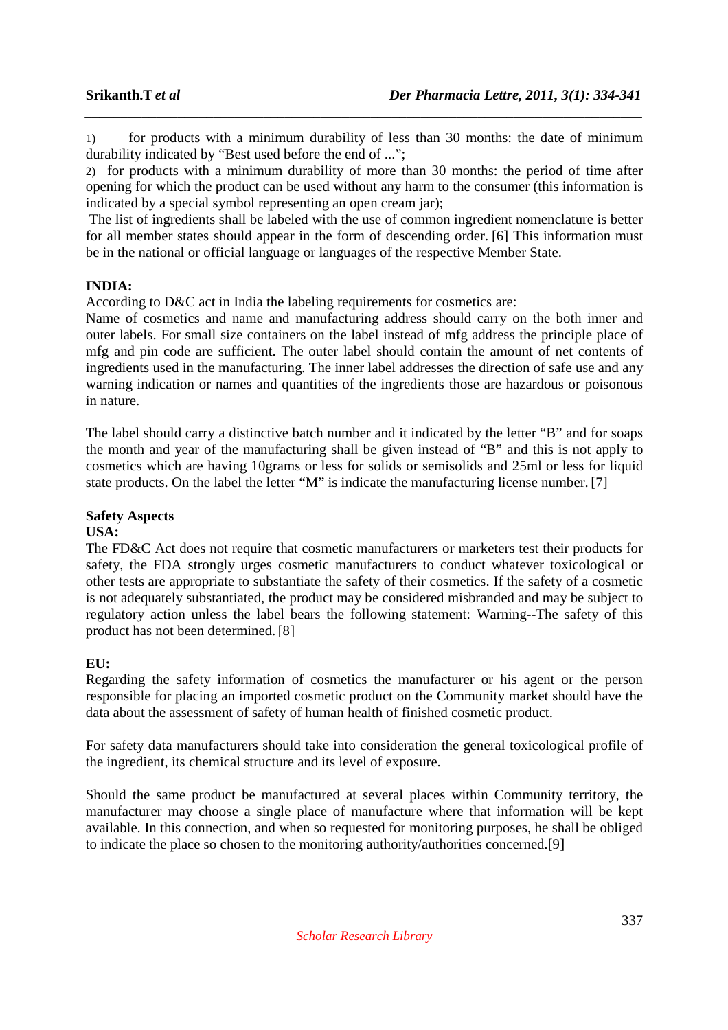1) for products with a minimum durability of less than 30 months: the date of minimum durability indicated by "Best used before the end of ...";

2) for products with a minimum durability of more than 30 months: the period of time after opening for which the product can be used without any harm to the consumer (this information is indicated by a special symbol representing an open cream jar);

The list of ingredients shall be labeled with the use of common ingredient nomenclature is better for all member states should appear in the form of descending order. [6] This information must be in the national or official language or languages of the respective Member State.

**INDIA:**

According to D&C act in India the labeling requirements for cosmetics are:

Name of cosmetics and name and manufacturing address should carry on the both inner and outer labels. For small size containers on the label instead of mfg address the principle place of mfg and pin code are sufficient. The outer label should contain the amount of net contents of ingredients used in the manufacturing. The inner label addresses the direction of safe use and any warning indication or names and quantities of the ingredients those are hazardous or poisonous in nature.

The label should carry a distinctive batch number and it indicated by the letter "B" and for soaps the month and year of the manufacturing shall be given instead of "B" and this is not apply to cosmetics which are having 10grams or less for solids or semisolids and 25ml or less for liquid state products. On the label the letter "M" is indicate the manufacturing license number. [7]

**Safety Aspects**

**USA:**

The FD&C Act does not require that cosmetic manufacturers or marketers test their products for safety, the FDA strongly urges cosmetic manufacturers to conduct whatever toxicological or other tests are appropriate to substantiate the safety of their cosmetics. If the safety of a cosmetic is not adequately substantiated, the product may be considered misbranded and may be subject to regulatory action unless the label bears the following statement: Warning--The safety of this product has not been determined. [8]

**EU:**

Regarding the safety information of cosmetics the manufacturer or his agent or the person responsible for placing an imported cosmetic product on the Community market should have the data about the assessment of safety of human health of finished cosmetic product.

For safety data manufacturers should take into consideration the general toxicological profile of the ingredient, its chemical structure and its level of exposure.

Should the same product be manufactured at several places within Community territory, the manufacturer may choose a single place of manufacture where that information will be kept available. In this connection, and when so requested for monitoring purposes, he shall be obliged to indicate the place so chosen to the monitoring authority/authorities concerned.[9]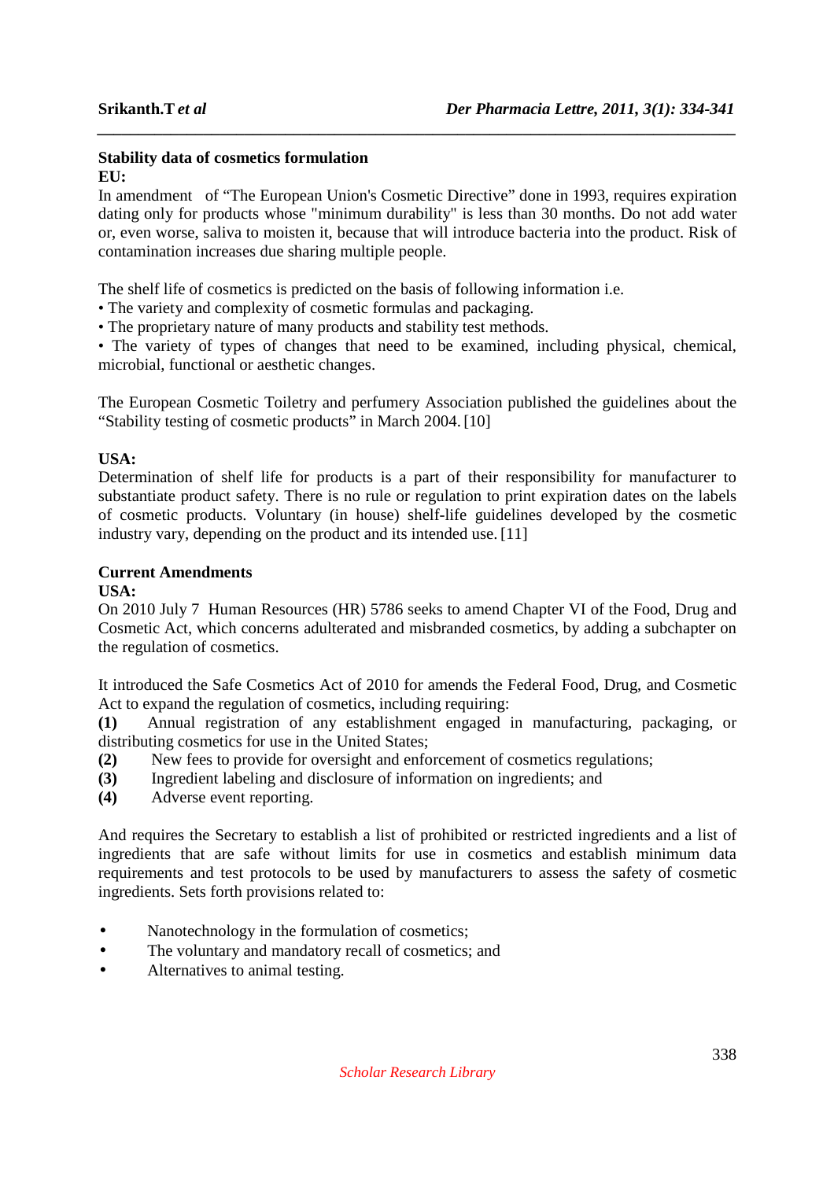**Stability data of cosmetics formulation**

**EU:**

In amendment of "The European Union's Cosmetic Directive" done in 1993, requires expiration dating only for products whose "minimum durability" is less than 30 months. Do not add water or, even worse, saliva to moisten it, because that will introduce bacteria into the product. Risk of contamination increases due sharing multiple people.

The shelf life of cosmetics is predicted on the basis of following information i.e.

- The variety and complexity of cosmetic formulas and packaging.
- The proprietary nature of many products and stability test methods.
- The variety of types of changes that need to be examined, including physical, chemical, microbial, functional or aesthetic changes.

The European Cosmetic Toiletry and perfumery Association published the guidelines about the "Stability testing of cosmetic products" in March 2004. [10]

**USA:**

Determination of shelf life for products is a part of their responsibility for manufacturer to substantiate product safety. There is no rule or regulation to print expiration dates on the labels of cosmetic products. Voluntary (in house) shelf-life guidelines developed by the cosmetic industry vary, depending on the product and its intended use. [11]

**Current Amendments**

**USA:**

On 2010 July 7 Human Resources (HR) 5786 seeks to amend Chapter VI of the Food, Drug and Cosmetic Act, which concerns adulterated and misbranded cosmetics, by adding a subchapter on the regulation of cosmetics.

It introduced the Safe Cosmetics Act of 2010 for amends the Federal Food, Drug, and Cosmetic Act to expand the regulation of cosmetics, including requiring:

**(1)** Annual registration of any establishment engaged in manufacturing, packaging, or distributing cosmetics for use in the United States;
**(2)** New fees to provide for oversight and enforcement of cosmetics regulations;
**(3)** Ingredient labeling and disclosure of information on ingredients; and
**(4)** Adverse event reporting.

And requires the Secretary to establish a list of prohibited or restricted ingredients and a list of ingredients that are safe without limits for use in cosmetics and establish minimum data requirements and test protocols to be used by manufacturers to assess the safety of cosmetic ingredients. Sets forth provisions related to:

- Nanotechnology in the formulation of cosmetics;
- The voluntary and mandatory recall of cosmetics; and
- Alternatives to animal testing.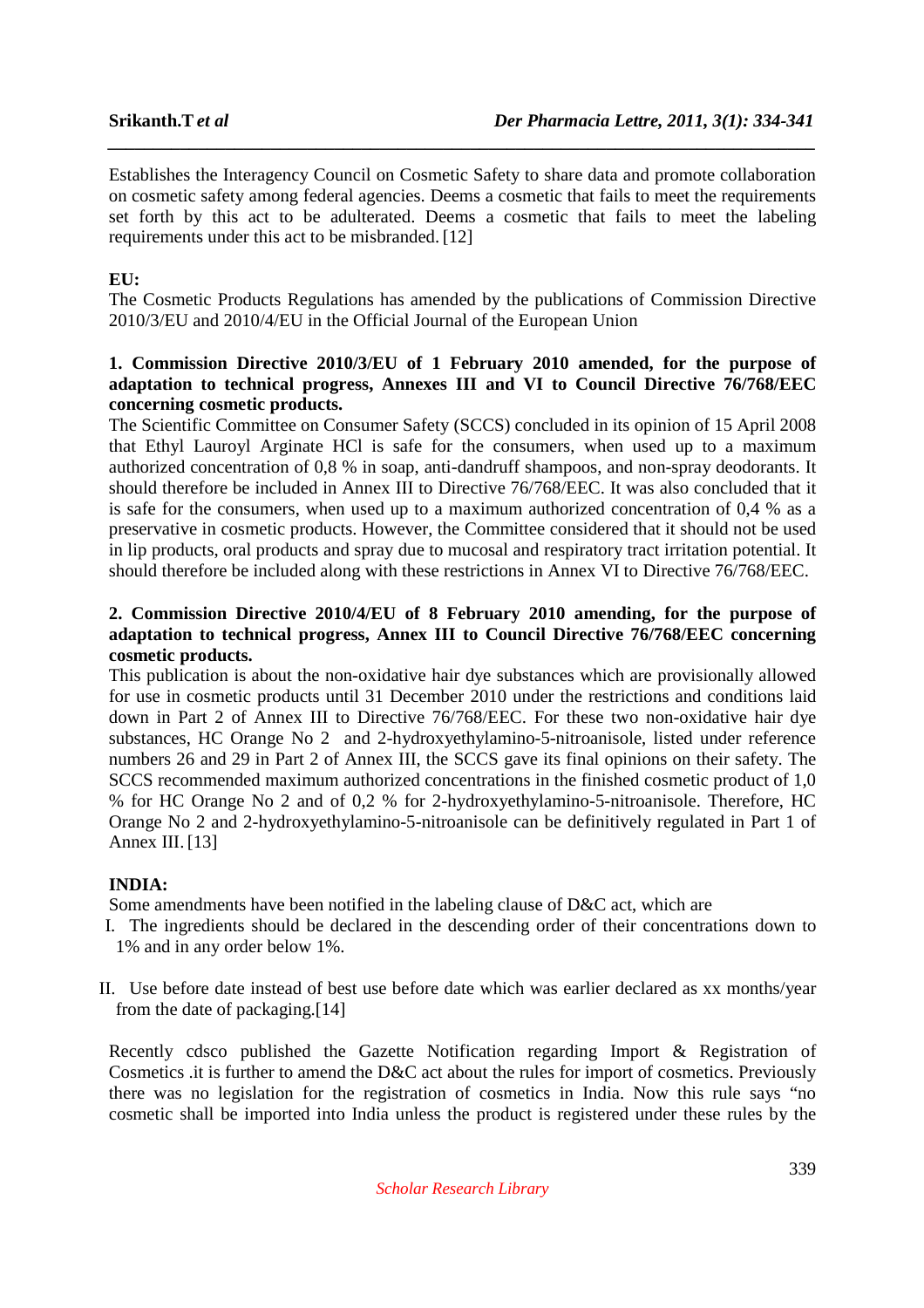Establishes the Interagency Council on Cosmetic Safety to share data and promote collaboration on cosmetic safety among federal agencies. Deems a cosmetic that fails to meet the requirements set forth by this act to be adulterated. Deems a cosmetic that fails to meet the labeling requirements under this act to be misbranded. [12]

**EU:**

The Cosmetic Products Regulations has amended by the publications of Commission Directive 2010/3/EU and 2010/4/EU in the Official Journal of the European Union

**1. Commission Directive 2010/3/EU of 1 February 2010 amended, for the purpose of adaptation to technical progress, Annexes III and VI to Council Directive 76/768/EEC concerning cosmetic products.**

The Scientific Committee on Consumer Safety (SCCS) concluded in its opinion of 15 April 2008 that Ethyl Lauroyl Arginate HCl is safe for the consumers, when used up to a maximum authorized concentration of 0,8 % in soap, anti-dandruff shampoos, and non-spray deodorants. It should therefore be included in Annex III to Directive 76/768/EEC. It was also concluded that it is safe for the consumers, when used up to a maximum authorized concentration of 0,4 % as a preservative in cosmetic products. However, the Committee considered that it should not be used in lip products, oral products and spray due to mucosal and respiratory tract irritation potential. It should therefore be included along with these restrictions in Annex VI to Directive 76/768/EEC.

**2. Commission Directive 2010/4/EU of 8 February 2010 amending, for the purpose of adaptation to technical progress, Annex III to Council Directive 76/768/EEC concerning cosmetic products.**

This publication is about the non-oxidative hair dye substances which are provisionally allowed for use in cosmetic products until 31 December 2010 under the restrictions and conditions laid down in Part 2 of Annex III to Directive 76/768/EEC. For these two non-oxidative hair dye substances, HC Orange No 2 and 2-hydroxyethylamino-5-nitroanisole, listed under reference numbers 26 and 29 in Part 2 of Annex III, the SCCS gave its final opinions on their safety. The SCCS recommended maximum authorized concentrations in the finished cosmetic product of 1,0 % for HC Orange No 2 and of 0,2 % for 2-hydroxyethylamino-5-nitroanisole. Therefore, HC Orange No 2 and 2-hydroxyethylamino-5-nitroanisole can be definitively regulated in Part 1 of Annex III. [13]

**INDIA:**

Some amendments have been notified in the labeling clause of D&C act, which are

I. The ingredients should be declared in the descending order of their concentrations down to 1% and in any order below 1%.

II. Use before date instead of best use before date which was earlier declared as xx months/year from the date of packaging.[14]

Recently cdsco published the Gazette Notification regarding Import & Registration of Cosmetics .it is further to amend the D&C act about the rules for import of cosmetics. Previously there was no legislation for the registration of cosmetics in India. Now this rule says "no cosmetic shall be imported into India unless the product is registered under these rules by the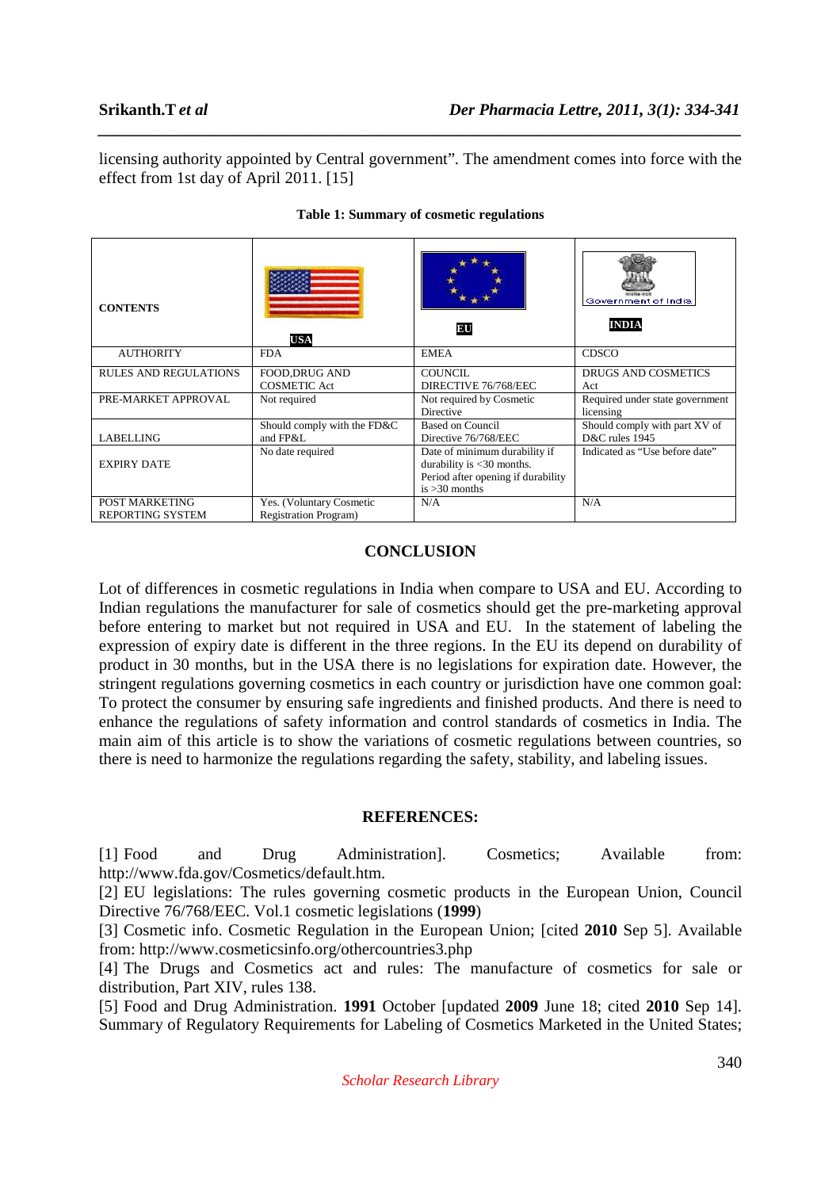licensing authority appointed by Central government". The amendment comes into force with the effect from 1st day of April 2011. [15]

**Table 1: Summary of cosmetic regulations**

| CONTENTS | USA | EU | INDIA |
|---|---|---|---|
| AUTHORITY | FDA | EMEA | CDSCO |
| RULES AND REGULATIONS | FOOD,DRUG AND COSMETIC Act | COUNCIL DIRECTIVE 76/768/EEC | DRUGS AND COSMETICS Act |
| PRE-MARKET APPROVAL | Not required | Not required by Cosmetic Directive | Required under state government licensing |
| LABELLING | Should comply with the FD&C and FP&L | Based on Council Directive 76/768/EEC | Should comply with part XV of D&C rules 1945 |
| EXPIRY DATE | No date required | Date of minimum durability if durability is <30 months. Period after opening if durability is >30 months | Indicated as "Use before date" |
| POST MARKETING REPORTING SYSTEM | Yes. (Voluntary Cosmetic Registration Program) | N/A | N/A |

## CONCLUSION

Lot of differences in cosmetic regulations in India when compare to USA and EU. According to Indian regulations the manufacturer for sale of cosmetics should get the pre-marketing approval before entering to market but not required in USA and EU. In the statement of labeling the expression of expiry date is different in the three regions. In the EU its depend on durability of product in 30 months, but in the USA there is no legislations for expiration date. However, the stringent regulations governing cosmetics in each country or jurisdiction have one common goal: To protect the consumer by ensuring safe ingredients and finished products. And there is need to enhance the regulations of safety information and control standards of cosmetics in India. The main aim of this article is to show the variations of cosmetic regulations between countries, so there is need to harmonize the regulations regarding the safety, stability, and labeling issues.

## REFERENCES:

[1] Food and Drug Administration]. Cosmetics; Available from: http://www.fda.gov/Cosmetics/default.htm.

[2] EU legislations: The rules governing cosmetic products in the European Union, Council Directive 76/768/EEC. Vol.1 cosmetic legislations (**1999**)

[3] Cosmetic info. Cosmetic Regulation in the European Union; [cited **2010** Sep 5]. Available from: http://www.cosmeticsinfo.org/othercountries3.php

[4] The Drugs and Cosmetics act and rules: The manufacture of cosmetics for sale or distribution, Part XIV, rules 138.

[5] Food and Drug Administration. **1991** October [updated **2009** June 18; cited **2010** Sep 14]. Summary of Regulatory Requirements for Labeling of Cosmetics Marketed in the United States;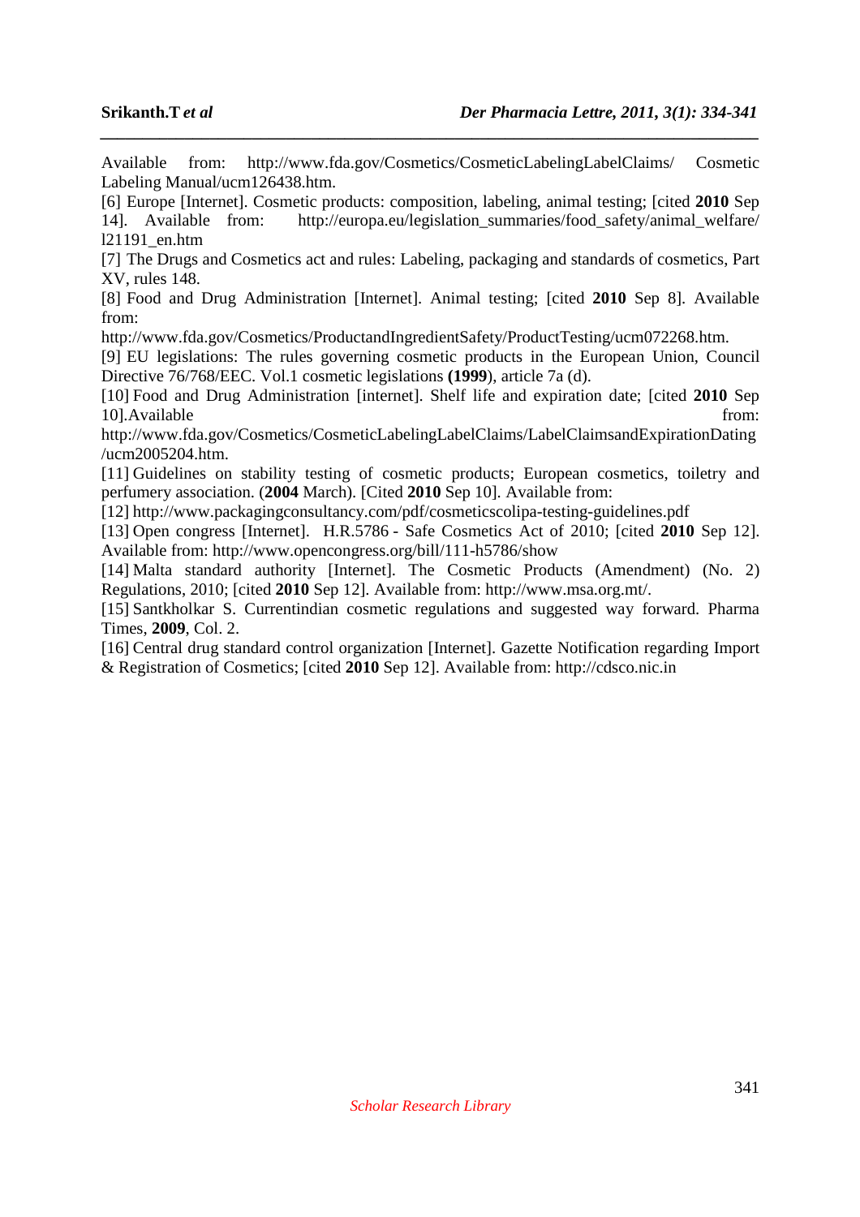Available from: http://www.fda.gov/Cosmetics/CosmeticLabelingLabelClaims/ Cosmetic Labeling Manual/ucm126438.htm.

[6] Europe [Internet]. Cosmetic products: composition, labeling, animal testing; [cited **2010** Sep 14]. Available from: http://europa.eu/legislation_summaries/food_safety/animal_welfare/l21191_en.htm

[7] The Drugs and Cosmetics act and rules: Labeling, packaging and standards of cosmetics, Part XV, rules 148.

[8] Food and Drug Administration [Internet]. Animal testing; [cited **2010** Sep 8]. Available from: http://www.fda.gov/Cosmetics/ProductandIngredientSafety/ProductTesting/ucm072268.htm.

[9] EU legislations: The rules governing cosmetic products in the European Union, Council Directive 76/768/EEC. Vol.1 cosmetic legislations **(1999**), article 7a (d).

[10] Food and Drug Administration [internet]. Shelf life and expiration date; [cited **2010** Sep 10].Available from: http://www.fda.gov/Cosmetics/CosmeticLabelingLabelClaims/LabelClaimsandExpirationDating/ucm2005204.htm.

[11] Guidelines on stability testing of cosmetic products; European cosmetics, toiletry and perfumery association. (**2004** March). [Cited **2010** Sep 10]. Available from:

[12] http://www.packagingconsultancy.com/pdf/cosmeticscolipa-testing-guidelines.pdf

[13] Open congress [Internet]. H.R.5786 - Safe Cosmetics Act of 2010; [cited **2010** Sep 12]. Available from: http://www.opencongress.org/bill/111-h5786/show

[14] Malta standard authority [Internet]. The Cosmetic Products (Amendment) (No. 2) Regulations, 2010; [cited **2010** Sep 12]. Available from: http://www.msa.org.mt/.

[15] Santkholkar S. Currentindian cosmetic regulations and suggested way forward. Pharma Times, **2009**, Col. 2.

[16] Central drug standard control organization [Internet]. Gazette Notification regarding Import & Registration of Cosmetics; [cited **2010** Sep 12]. Available from: http://cdsco.nic.in